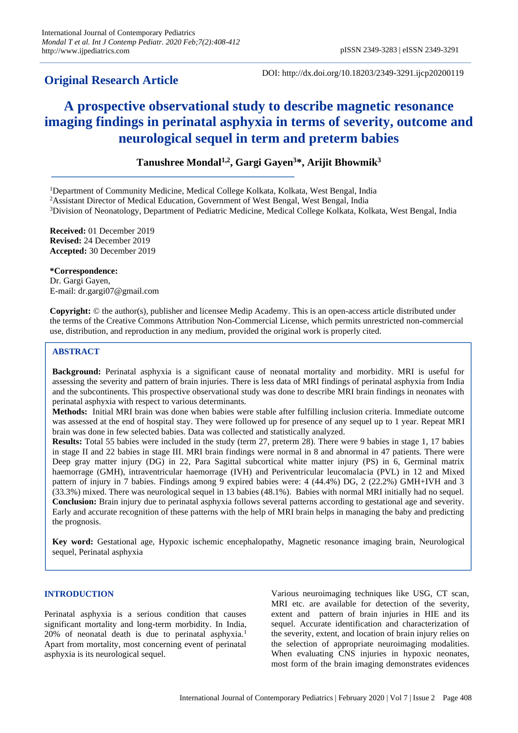## Original Research Article

DOI: http://dx.doi.org/10.18203/2349-3291.ijcp20200119

# A prospective observational study to describe magnetic resonance imaging findings in perinatal asphyxia in terms of severity, outcome and neurological sequel in term and preterm babies

**Tanushree Mondal[1,2], Gargi Gayen[3]*, Arijit Bhowmik[3]**

[1]Department of Community Medicine, Medical College Kolkata, Kolkata, West Bengal, India
[2]Assistant Director of Medical Education, Government of West Bengal, West Bengal, India
[3]Division of Neonatology, Department of Pediatric Medicine, Medical College Kolkata, Kolkata, West Bengal, India

**Received:** 01 December 2019
**Revised:** 24 December 2019
**Accepted:** 30 December 2019

**\*Correspondence:**
Dr. Gargi Gayen,
E-mail: dr.gargi07@gmail.com

**Copyright:** © the author(s), publisher and licensee Medip Academy. This is an open-access article distributed under the terms of the Creative Commons Attribution Non-Commercial License, which permits unrestricted non-commercial use, distribution, and reproduction in any medium, provided the original work is properly cited.

## ABSTRACT

**Background:** Perinatal asphyxia is a significant cause of neonatal mortality and morbidity. MRI is useful for assessing the severity and pattern of brain injuries. There is less data of MRI findings of perinatal asphyxia from India and the subcontinents. This prospective observational study was done to describe MRI brain findings in neonates with perinatal asphyxia with respect to various determinants.

**Methods:** Initial MRI brain was done when babies were stable after fulfilling inclusion criteria. Immediate outcome was assessed at the end of hospital stay. They were followed up for presence of any sequel up to 1 year. Repeat MRI brain was done in few selected babies. Data was collected and statistically analyzed.

**Results:** Total 55 babies were included in the study (term 27, preterm 28). There were 9 babies in stage 1, 17 babies in stage II and 22 babies in stage III. MRI brain findings were normal in 8 and abnormal in 47 patients. There were Deep gray matter injury (DG) in 22, Para Sagittal subcortical white matter injury (PS) in 6, Germinal matrix haemorrage (GMH), intraventricular haemorrage (IVH) and Periventricular leucomalacia (PVL) in 12 and Mixed pattern of injury in 7 babies. Findings among 9 expired babies were: 4 (44.4%) DG, 2 (22.2%) GMH+IVH and 3 (33.3%) mixed. There was neurological sequel in 13 babies (48.1%). Babies with normal MRI initially had no sequel.

**Conclusion:** Brain injury due to perinatal asphyxia follows several patterns according to gestational age and severity. Early and accurate recognition of these patterns with the help of MRI brain helps in managing the baby and predicting the prognosis.

**Key word:** Gestational age, Hypoxic ischemic encephalopathy, Magnetic resonance imaging brain, Neurological sequel, Perinatal asphyxia

## INTRODUCTION

Perinatal asphyxia is a serious condition that causes significant mortality and long-term morbidity. In India, 20% of neonatal death is due to perinatal asphyxia.[1] Apart from mortality, most concerning event of perinatal asphyxia is its neurological sequel.

Various neuroimaging techniques like USG, CT scan, MRI etc. are available for detection of the severity, extent and pattern of brain injuries in HIE and its sequel. Accurate identification and characterization of the severity, extent, and location of brain injury relies on the selection of appropriate neuroimaging modalities. When evaluating CNS injuries in hypoxic neonates, most form of the brain imaging demonstrates evidences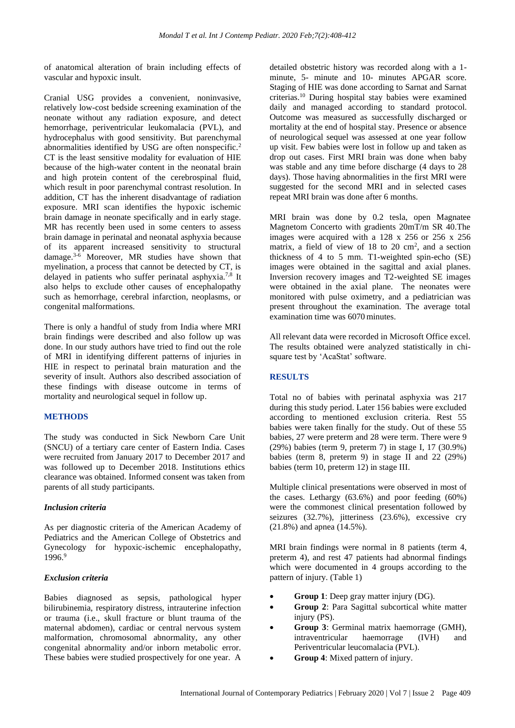of anatomical alteration of brain including effects of vascular and hypoxic insult.

Cranial USG provides a convenient, noninvasive, relatively low-cost bedside screening examination of the neonate without any radiation exposure, and detect hemorrhage, periventricular leukomalacia (PVL), and hydrocephalus with good sensitivity. But parenchymal abnormalities identified by USG are often nonspecific.[2] CT is the least sensitive modality for evaluation of HIE because of the high-water content in the neonatal brain and high protein content of the cerebrospinal fluid, which result in poor parenchymal contrast resolution. In addition, CT has the inherent disadvantage of radiation exposure. MRI scan identifies the hypoxic ischemic brain damage in neonate specifically and in early stage. MR has recently been used in some centers to assess brain damage in perinatal and neonatal asphyxia because of its apparent increased sensitivity to structural damage.[3-6] Moreover, MR studies have shown that myelination, a process that cannot be detected by CT, is delayed in patients who suffer perinatal asphyxia.[7,8] It also helps to exclude other causes of encephalopathy such as hemorrhage, cerebral infarction, neoplasms, or congenital malformations.

There is only a handful of study from India where MRI brain findings were described and also follow up was done. In our study authors have tried to find out the role of MRI in identifying different patterns of injuries in HIE in respect to perinatal brain maturation and the severity of insult. Authors also described association of these findings with disease outcome in terms of mortality and neurological sequel in follow up.

## METHODS

The study was conducted in Sick Newborn Care Unit (SNCU) of a tertiary care center of Eastern India. Cases were recruited from January 2017 to December 2017 and was followed up to December 2018. Institutions ethics clearance was obtained. Informed consent was taken from parents of all study participants.

### *Inclusion criteria*

As per diagnostic criteria of the American Academy of Pediatrics and the American College of Obstetrics and Gynecology for hypoxic-ischemic encephalopathy, 1996.[9]

### *Exclusion criteria*

Babies diagnosed as sepsis, pathological hyper bilirubinemia, respiratory distress, intrauterine infection or trauma (i.e., skull fracture or blunt trauma of the maternal abdomen), cardiac or central nervous system malformation, chromosomal abnormality, any other congenital abnormality and/or inborn metabolic error. These babies were studied prospectively for one year. A detailed obstetric history was recorded along with a 1-minute, 5- minute and 10- minutes APGAR score. Staging of HIE was done according to Sarnat and Sarnat criterias.[10] During hospital stay babies were examined daily and managed according to standard protocol. Outcome was measured as successfully discharged or mortality at the end of hospital stay. Presence or absence of neurological sequel was assessed at one year follow up visit. Few babies were lost in follow up and taken as drop out cases. First MRI brain was done when baby was stable and any time before discharge (4 days to 28 days). Those having abnormalities in the first MRI were suggested for the second MRI and in selected cases repeat MRI brain was done after 6 months.

MRI brain was done by 0.2 tesla, open Magnatee Magnetom Concerto with gradients 20mT/m SR 40.The images were acquired with a 128 x 256 or 256 x 256 matrix, a field of view of 18 to 20 cm$^2$, and a section thickness of 4 to 5 mm. T1-weighted spin-echo (SE) images were obtained in the sagittal and axial planes. Inversion recovery images and T2-weighted SE images were obtained in the axial plane. The neonates were monitored with pulse oximetry, and a pediatrician was present throughout the examination. The average total examination time was 6070 minutes.

All relevant data were recorded in Microsoft Office excel. The results obtained were analyzed statistically in chi-square test by 'AcaStat' software.

## RESULTS

Total no of babies with perinatal asphyxia was 217 during this study period. Later 156 babies were excluded according to mentioned exclusion criteria. Rest 55 babies were taken finally for the study. Out of these 55 babies, 27 were preterm and 28 were term. There were 9 (29%) babies (term 9, preterm 7) in stage I, 17 (30.9%) babies (term 8, preterm 9) in stage II and 22 (29%) babies (term 10, preterm 12) in stage III.

Multiple clinical presentations were observed in most of the cases. Lethargy (63.6%) and poor feeding (60%) were the commonest clinical presentation followed by seizures (32.7%), jitteriness (23.6%), excessive cry (21.8%) and apnea (14.5%).

MRI brain findings were normal in 8 patients (term 4, preterm 4), and rest 47 patients had abnormal findings which were documented in 4 groups according to the pattern of injury. (Table 1)

- **Group 1**: Deep gray matter injury (DG).
- **Group 2**: Para Sagittal subcortical white matter injury (PS).
- **Group 3**: Germinal matrix haemorrage (GMH), intraventricular haemorrage (IVH) and Periventricular leucomalacia (PVL).
- **Group 4**: Mixed pattern of injury.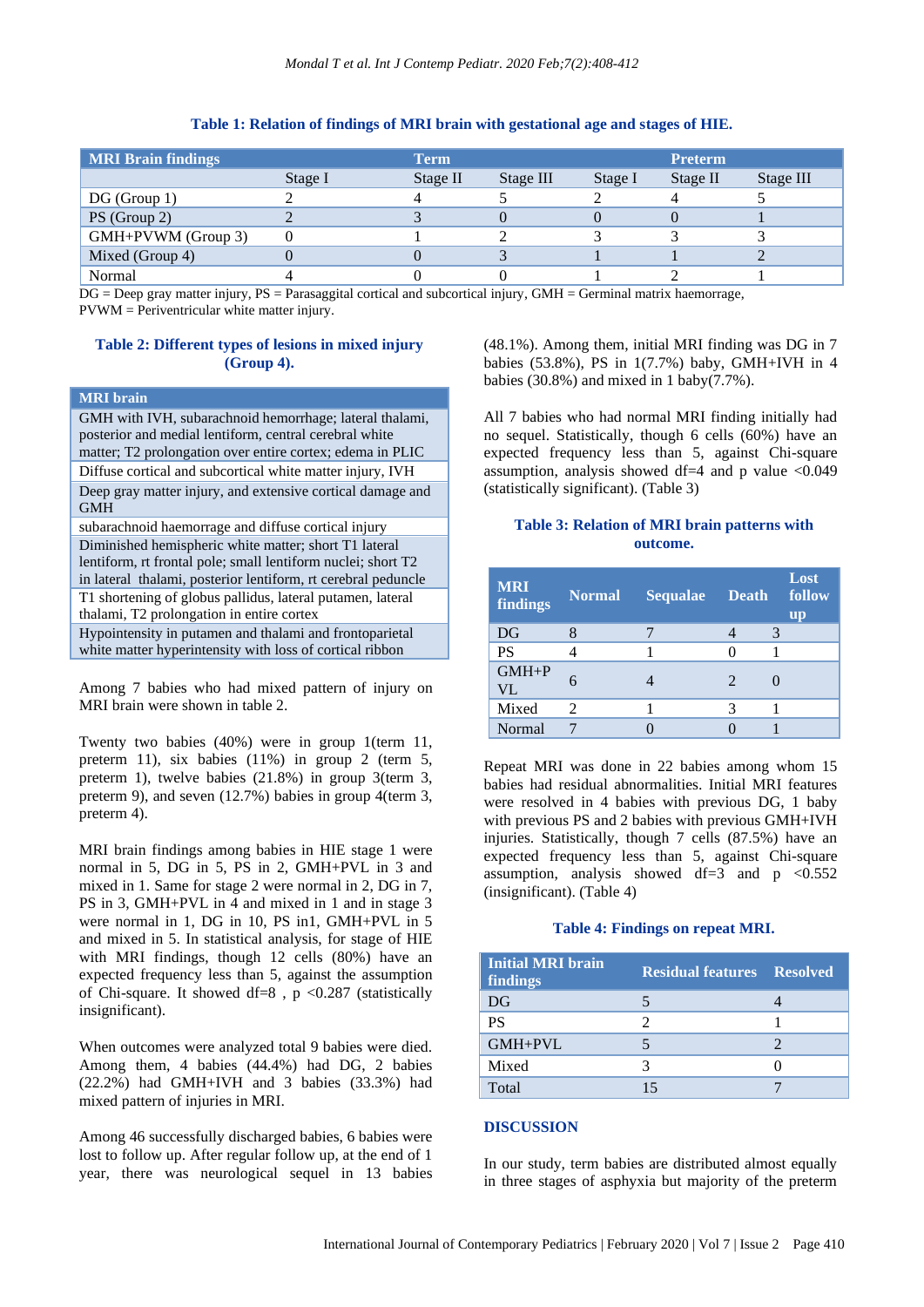**Table 1: Relation of findings of MRI brain with gestational age and stages of HIE.**

| MRI Brain findings | Term | | | Preterm | | |
|---|---|---|---|---|---|---|
| | Stage I | Stage II | Stage III | Stage I | Stage II | Stage III |
| DG (Group 1) | 2 | 4 | 5 | 2 | 4 | 5 |
| PS (Group 2) | 2 | 3 | 0 | 0 | 0 | 1 |
| GMH+PVWM (Group 3) | 0 | 1 | 2 | 3 | 3 | 3 |
| Mixed (Group 4) | 0 | 0 | 3 | 1 | 1 | 2 |
| Normal | 4 | 0 | 0 | 1 | 2 | 1 |

DG = Deep gray matter injury, PS = Parasaggital cortical and subcortical injury, GMH = Germinal matrix haemorrage, PVWM = Periventricular white matter injury.

**Table 2: Different types of lesions in mixed injury (Group 4).**

| MRI brain |
|---|
| GMH with IVH, subarachnoid hemorrhage; lateral thalami, posterior and medial lentiform, central cerebral white matter; T2 prolongation over entire cortex; edema in PLIC |
| Diffuse cortical and subcortical white matter injury, IVH |
| Deep gray matter injury, and extensive cortical damage and GMH |
| subarachnoid haemorrage and diffuse cortical injury |
| Diminished hemispheric white matter; short T1 lateral lentiform, rt frontal pole; small lentiform nuclei; short T2 in lateral thalami, posterior lentiform, rt cerebral peduncle |
| T1 shortening of globus pallidus, lateral putamen, lateral thalami, T2 prolongation in entire cortex |
| Hypointensity in putamen and thalami and frontoparietal white matter hyperintensity with loss of cortical ribbon |

Among 7 babies who had mixed pattern of injury on MRI brain were shown in table 2.

Twenty two babies (40%) were in group 1(term 11, preterm 11), six babies (11%) in group 2 (term 5, preterm 1), twelve babies (21.8%) in group 3(term 3, preterm 9), and seven (12.7%) babies in group 4(term 3, preterm 4).

MRI brain findings among babies in HIE stage 1 were normal in 5, DG in 5, PS in 2, GMH+PVL in 3 and mixed in 1. Same for stage 2 were normal in 2, DG in 7, PS in 3, GMH+PVL in 4 and mixed in 1 and in stage 3 were normal in 1, DG in 10, PS in1, GMH+PVL in 5 and mixed in 5. In statistical analysis, for stage of HIE with MRI findings, though 12 cells (80%) have an expected frequency less than 5, against the assumption of Chi-square. It showed df=8 , p <0.287 (statistically insignificant).

When outcomes were analyzed total 9 babies were died. Among them, 4 babies (44.4%) had DG, 2 babies (22.2%) had GMH+IVH and 3 babies (33.3%) had mixed pattern of injuries in MRI.

Among 46 successfully discharged babies, 6 babies were lost to follow up. After regular follow up, at the end of 1 year, there was neurological sequel in 13 babies (48.1%). Among them, initial MRI finding was DG in 7 babies (53.8%), PS in 1(7.7%) baby, GMH+IVH in 4 babies (30.8%) and mixed in 1 baby(7.7%).

All 7 babies who had normal MRI finding initially had no sequel. Statistically, though 6 cells (60%) have an expected frequency less than 5, against Chi-square assumption, analysis showed df=4 and p value <0.049 (statistically significant). (Table 3)

**Table 3: Relation of MRI brain patterns with outcome.**

| MRI findings | Normal | Sequalae | Death | Lost follow up |
|---|---|---|---|---|
| DG | 8 | 7 | 4 | 3 |
| PS | 4 | 1 | 0 | 1 |
| GMH+PVL | 6 | 4 | 2 | 0 |
| Mixed | 2 | 1 | 3 | 1 |
| Normal | 7 | 0 | 0 | 1 |

Repeat MRI was done in 22 babies among whom 15 babies had residual abnormalities. Initial MRI features were resolved in 4 babies with previous DG, 1 baby with previous PS and 2 babies with previous GMH+IVH injuries. Statistically, though 7 cells (87.5%) have an expected frequency less than 5, against Chi-square assumption, analysis showed df=3 and p <0.552 (insignificant). (Table 4)

**Table 4: Findings on repeat MRI.**

| Initial MRI brain findings | Residual features | Resolved |
|---|---|---|
| DG | 5 | 4 |
| PS | 2 | 1 |
| GMH+PVL | 5 | 2 |
| Mixed | 3 | 0 |
| Total | 15 | 7 |

## DISCUSSION

In our study, term babies are distributed almost equally in three stages of asphyxia but majority of the preterm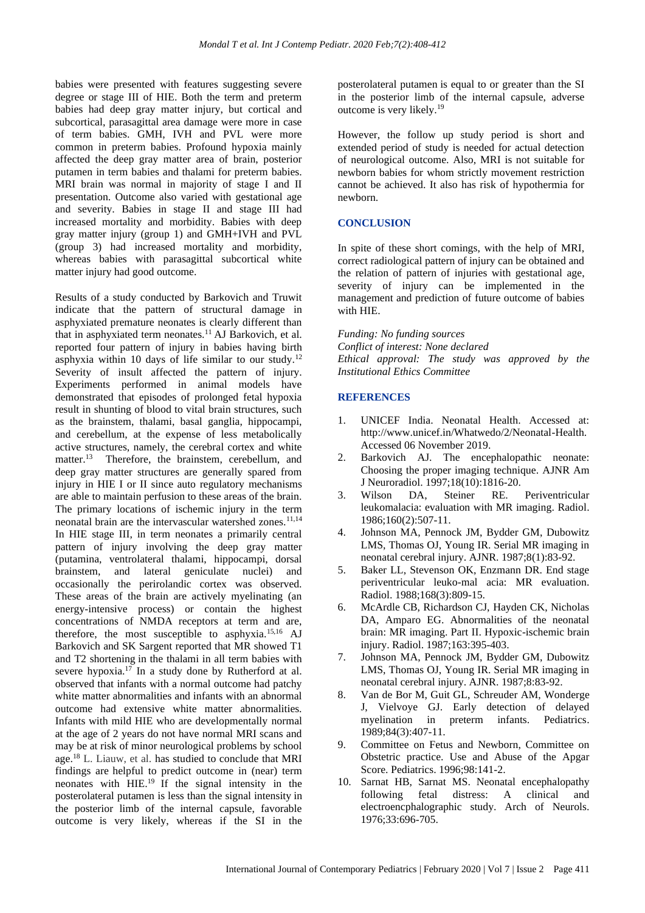babies were presented with features suggesting severe degree or stage III of HIE. Both the term and preterm babies had deep gray matter injury, but cortical and subcortical, parasagittal area damage were more in case of term babies. GMH, IVH and PVL were more common in preterm babies. Profound hypoxia mainly affected the deep gray matter area of brain, posterior putamen in term babies and thalami for preterm babies. MRI brain was normal in majority of stage I and II presentation. Outcome also varied with gestational age and severity. Babies in stage II and stage III had increased mortality and morbidity. Babies with deep gray matter injury (group 1) and GMH+IVH and PVL (group 3) had increased mortality and morbidity, whereas babies with parasagittal subcortical white matter injury had good outcome.

Results of a study conducted by Barkovich and Truwit indicate that the pattern of structural damage in asphyxiated premature neonates is clearly different than that in asphyxiated term neonates.[11] AJ Barkovich, et al. reported four pattern of injury in babies having birth asphyxia within 10 days of life similar to our study.[12] Severity of insult affected the pattern of injury. Experiments performed in animal models have demonstrated that episodes of prolonged fetal hypoxia result in shunting of blood to vital brain structures, such as the brainstem, thalami, basal ganglia, hippocampi, and cerebellum, at the expense of less metabolically active structures, namely, the cerebral cortex and white matter.[13] Therefore, the brainstem, cerebellum, and deep gray matter structures are generally spared from injury in HIE I or II since auto regulatory mechanisms are able to maintain perfusion to these areas of the brain. The primary locations of ischemic injury in the term neonatal brain are the intervascular watershed zones.[11,14] In HIE stage III, in term neonates a primarily central pattern of injury involving the deep gray matter (putamina, ventrolateral thalami, hippocampi, dorsal brainstem, and lateral geniculate nuclei) and occasionally the perirolandic cortex was observed. These areas of the brain are actively myelinating (an energy-intensive process) or contain the highest concentrations of NMDA receptors at term and are, therefore, the most susceptible to asphyxia.[15,16] AJ Barkovich and SK Sargent reported that MR showed T1 and T2 shortening in the thalami in all term babies with severe hypoxia.[17] In a study done by Rutherford at al. observed that infants with a normal outcome had patchy white matter abnormalities and infants with an abnormal outcome had extensive white matter abnormalities. Infants with mild HIE who are developmentally normal at the age of 2 years do not have normal MRI scans and may be at risk of minor neurological problems by school age.[18] L. Liauw, et al. has studied to conclude that MRI findings are helpful to predict outcome in (near) term neonates with HIE.[19] If the signal intensity in the posterolateral putamen is less than the signal intensity in the posterior limb of the internal capsule, favorable outcome is very likely, whereas if the SI in the posterolateral putamen is equal to or greater than the SI in the posterior limb of the internal capsule, adverse outcome is very likely.[19]

However, the follow up study period is short and extended period of study is needed for actual detection of neurological outcome. Also, MRI is not suitable for newborn babies for whom strictly movement restriction cannot be achieved. It also has risk of hypothermia for newborn.

## CONCLUSION

In spite of these short comings, with the help of MRI, correct radiological pattern of injury can be obtained and the relation of pattern of injuries with gestational age, severity of injury can be implemented in the management and prediction of future outcome of babies with HIE.

*Funding: No funding sources*
*Conflict of interest: None declared*
*Ethical approval: The study was approved by the Institutional Ethics Committee*

## REFERENCES

1. UNICEF India. Neonatal Health. Accessed at: http://www.unicef.in/Whatwedo/2/Neonatal-Health. Accessed 06 November 2019.
2. Barkovich AJ. The encephalopathic neonate: Choosing the proper imaging technique. AJNR Am J Neuroradiol. 1997;18(10):1816-20.
3. Wilson DA, Steiner RE. Periventricular leukomalacia: evaluation with MR imaging. Radiol. 1986;160(2):507-11.
4. Johnson MA, Pennock JM, Bydder GM, Dubowitz LMS, Thomas OJ, Young IR. Serial MR imaging in neonatal cerebral injury. AJNR. 1987;8(1):83-92.
5. Baker LL, Stevenson OK, Enzmann DR. End stage periventricular leuko-mal acia: MR evaluation. Radiol. 1988;168(3):809-15.
6. McArdle CB, Richardson CJ, Hayden CK, Nicholas DA, Amparo EG. Abnormalities of the neonatal brain: MR imaging. Part II. Hypoxic-ischemic brain injury. Radiol. 1987;163:395-403.
7. Johnson MA, Pennock JM, Bydder GM, Dubowitz LMS, Thomas OJ, Young IR. Serial MR imaging in neonatal cerebral injury. AJNR. 1987;8:83-92.
8. Van de Bor M, Guit GL, Schreuder AM, Wonderge J, Vielvoye GJ. Early detection of delayed myelination in preterm infants. Pediatrics. 1989;84(3):407-11.
9. Committee on Fetus and Newborn, Committee on Obstetric practice. Use and Abuse of the Apgar Score. Pediatrics. 1996;98:141-2.
10. Sarnat HB, Sarnat MS. Neonatal encephalopathy following fetal distress: A clinical and electroencphalographic study. Arch of Neurols. 1976;33:696-705.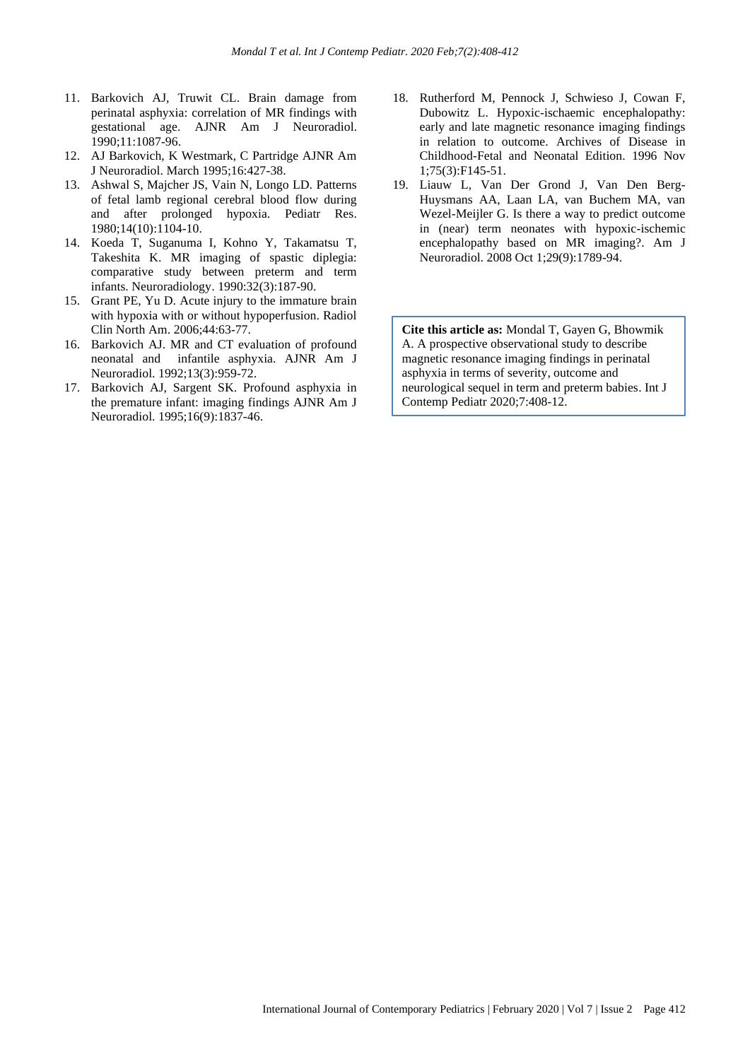11. Barkovich AJ, Truwit CL. Brain damage from perinatal asphyxia: correlation of MR findings with gestational age. AJNR Am J Neuroradiol. 1990;11:1087-96.
12. AJ Barkovich, K Westmark, C Partridge AJNR Am J Neuroradiol. March 1995;16:427-38.
13. Ashwal S, Majcher JS, Vain N, Longo LD. Patterns of fetal lamb regional cerebral blood flow during and after prolonged hypoxia. Pediatr Res. 1980;14(10):1104-10.
14. Koeda T, Suganuma I, Kohno Y, Takamatsu T, Takeshita K. MR imaging of spastic diplegia: comparative study between preterm and term infants. Neuroradiology. 1990:32(3):187-90.
15. Grant PE, Yu D. Acute injury to the immature brain with hypoxia with or without hypoperfusion. Radiol Clin North Am. 2006;44:63-77.
16. Barkovich AJ. MR and CT evaluation of profound neonatal and infantile asphyxia. AJNR Am J Neuroradiol. 1992;13(3):959-72.
17. Barkovich AJ, Sargent SK. Profound asphyxia in the premature infant: imaging findings AJNR Am J Neuroradiol. 1995;16(9):1837-46.
18. Rutherford M, Pennock J, Schwieso J, Cowan F, Dubowitz L. Hypoxic-ischaemic encephalopathy: early and late magnetic resonance imaging findings in relation to outcome. Archives of Disease in Childhood-Fetal and Neonatal Edition. 1996 Nov 1;75(3):F145-51.
19. Liauw L, Van Der Grond J, Van Den Berg-Huysmans AA, Laan LA, van Buchem MA, van Wezel-Meijler G. Is there a way to predict outcome in (near) term neonates with hypoxic-ischemic encephalopathy based on MR imaging?. Am J Neuroradiol. 2008 Oct 1;29(9):1789-94.

**Cite this article as:** Mondal T, Gayen G, Bhowmik A. A prospective observational study to describe magnetic resonance imaging findings in perinatal asphyxia in terms of severity, outcome and neurological sequel in term and preterm babies. Int J Contemp Pediatr 2020;7:408-12.